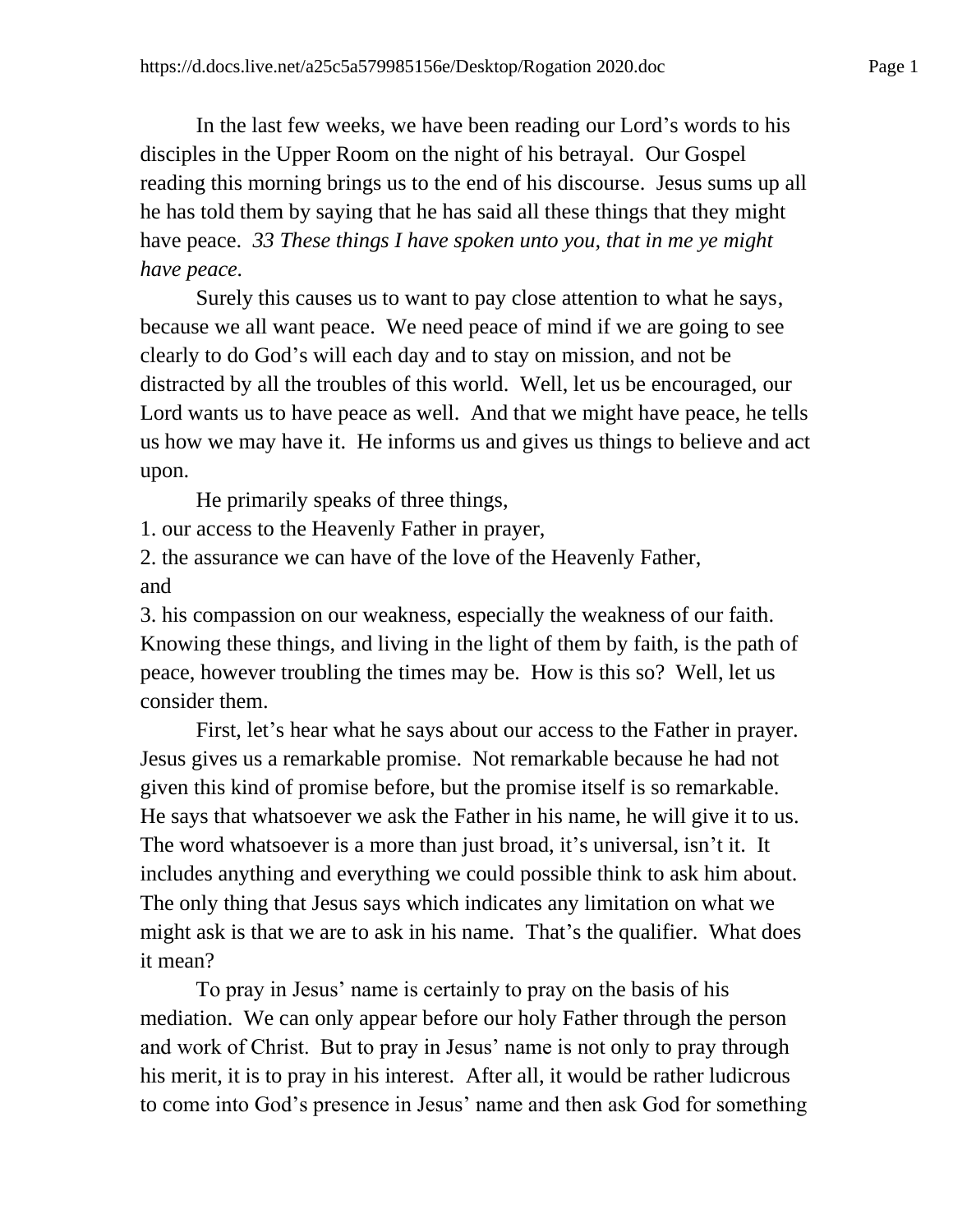In the last few weeks, we have been reading our Lord's words to his disciples in the Upper Room on the night of his betrayal. Our Gospel reading this morning brings us to the end of his discourse. Jesus sums up all he has told them by saying that he has said all these things that they might have peace. *33 These things I have spoken unto you, that in me ye might have peace.*

Surely this causes us to want to pay close attention to what he says, because we all want peace. We need peace of mind if we are going to see clearly to do God's will each day and to stay on mission, and not be distracted by all the troubles of this world. Well, let us be encouraged, our Lord wants us to have peace as well. And that we might have peace, he tells us how we may have it. He informs us and gives us things to believe and act upon.

He primarily speaks of three things,

1. our access to the Heavenly Father in prayer,
2. the assurance we can have of the love of the Heavenly Father, and
3. his compassion on our weakness, especially the weakness of our faith.

Knowing these things, and living in the light of them by faith, is the path of peace, however troubling the times may be. How is this so? Well, let us consider them.

First, let's hear what he says about our access to the Father in prayer. Jesus gives us a remarkable promise. Not remarkable because he had not given this kind of promise before, but the promise itself is so remarkable. He says that whatsoever we ask the Father in his name, he will give it to us. The word whatsoever is a more than just broad, it's universal, isn't it. It includes anything and everything we could possible think to ask him about. The only thing that Jesus says which indicates any limitation on what we might ask is that we are to ask in his name. That's the qualifier. What does it mean?

To pray in Jesus' name is certainly to pray on the basis of his mediation. We can only appear before our holy Father through the person and work of Christ. But to pray in Jesus' name is not only to pray through his merit, it is to pray in his interest. After all, it would be rather ludicrous to come into God's presence in Jesus' name and then ask God for something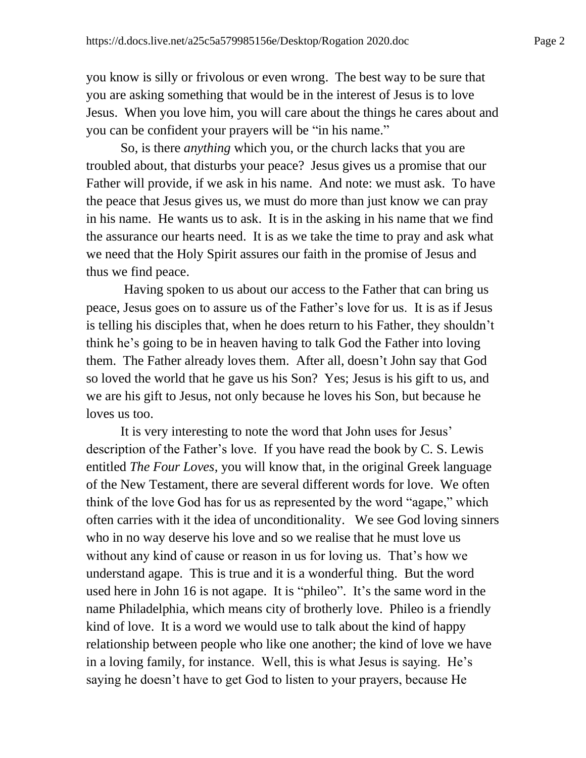you know is silly or frivolous or even wrong. The best way to be sure that you are asking something that would be in the interest of Jesus is to love Jesus. When you love him, you will care about the things he cares about and you can be confident your prayers will be "in his name."

So, is there *anything* which you, or the church lacks that you are troubled about, that disturbs your peace? Jesus gives us a promise that our Father will provide, if we ask in his name. And note: we must ask. To have the peace that Jesus gives us, we must do more than just know we can pray in his name. He wants us to ask. It is in the asking in his name that we find the assurance our hearts need. It is as we take the time to pray and ask what we need that the Holy Spirit assures our faith in the promise of Jesus and thus we find peace.

Having spoken to us about our access to the Father that can bring us peace, Jesus goes on to assure us of the Father's love for us. It is as if Jesus is telling his disciples that, when he does return to his Father, they shouldn't think he's going to be in heaven having to talk God the Father into loving them. The Father already loves them. After all, doesn't John say that God so loved the world that he gave us his Son? Yes; Jesus is his gift to us, and we are his gift to Jesus, not only because he loves his Son, but because he loves us too.

It is very interesting to note the word that John uses for Jesus' description of the Father's love. If you have read the book by C. S. Lewis entitled *The Four Loves*, you will know that, in the original Greek language of the New Testament, there are several different words for love. We often think of the love God has for us as represented by the word "agape," which often carries with it the idea of unconditionality. We see God loving sinners who in no way deserve his love and so we realise that he must love us without any kind of cause or reason in us for loving us. That's how we understand agape. This is true and it is a wonderful thing. But the word used here in John 16 is not agape. It is "phileo". It's the same word in the name Philadelphia, which means city of brotherly love. Phileo is a friendly kind of love. It is a word we would use to talk about the kind of happy relationship between people who like one another; the kind of love we have in a loving family, for instance. Well, this is what Jesus is saying. He's saying he doesn't have to get God to listen to your prayers, because He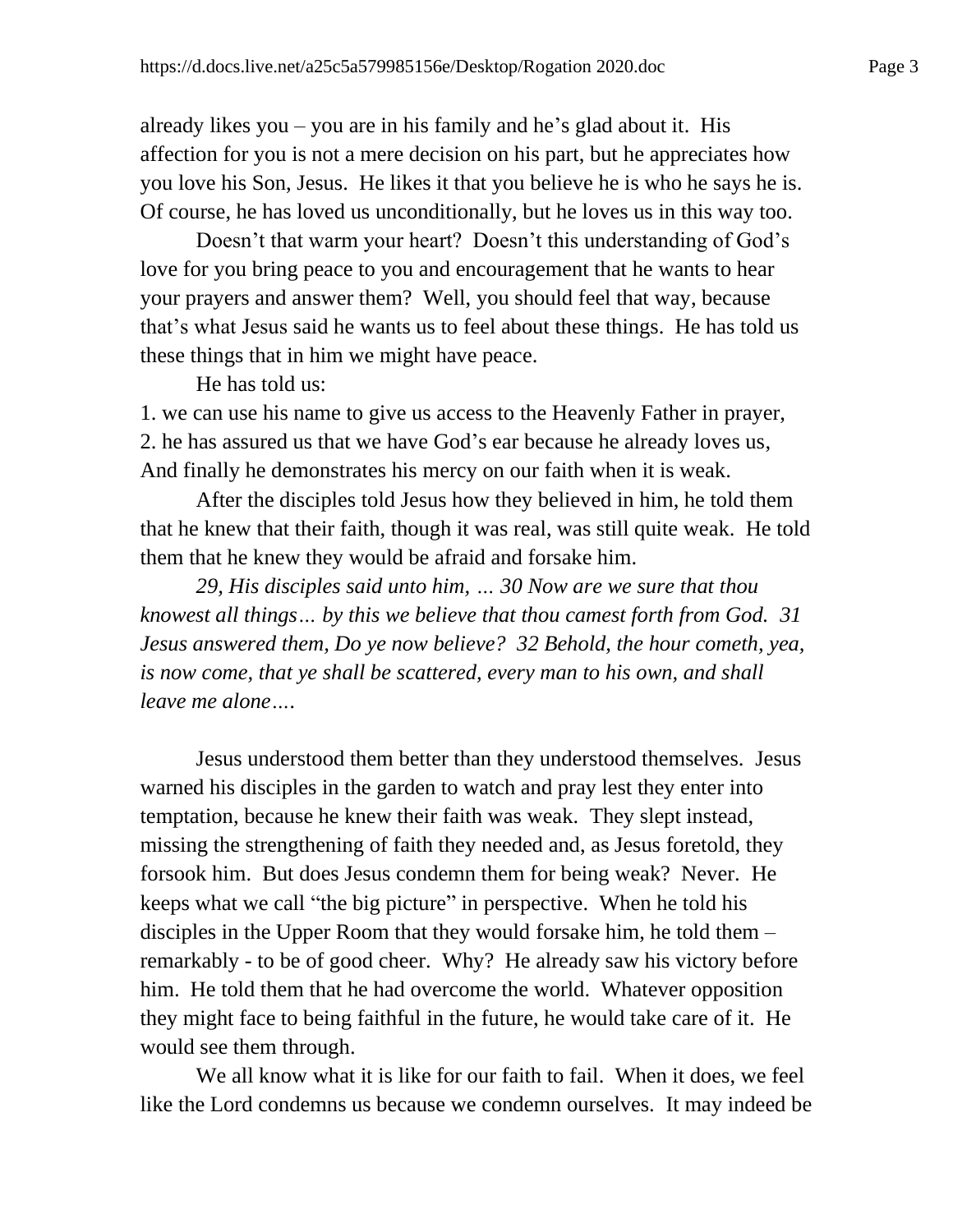already likes you – you are in his family and he's glad about it. His affection for you is not a mere decision on his part, but he appreciates how you love his Son, Jesus. He likes it that you believe he is who he says he is. Of course, he has loved us unconditionally, but he loves us in this way too.

Doesn't that warm your heart? Doesn't this understanding of God's love for you bring peace to you and encouragement that he wants to hear your prayers and answer them? Well, you should feel that way, because that's what Jesus said he wants us to feel about these things. He has told us these things that in him we might have peace.

He has told us:

1. we can use his name to give us access to the Heavenly Father in prayer,
2. he has assured us that we have God's ear because he already loves us,

And finally he demonstrates his mercy on our faith when it is weak.

After the disciples told Jesus how they believed in him, he told them that he knew that their faith, though it was real, was still quite weak. He told them that he knew they would be afraid and forsake him.

*29, His disciples said unto him, … 30 Now are we sure that thou knowest all things… by this we believe that thou camest forth from God. 31 Jesus answered them, Do ye now believe? 32 Behold, the hour cometh, yea, is now come, that ye shall be scattered, every man to his own, and shall leave me alone….*

Jesus understood them better than they understood themselves. Jesus warned his disciples in the garden to watch and pray lest they enter into temptation, because he knew their faith was weak. They slept instead, missing the strengthening of faith they needed and, as Jesus foretold, they forsook him. But does Jesus condemn them for being weak? Never. He keeps what we call "the big picture" in perspective. When he told his disciples in the Upper Room that they would forsake him, he told them – remarkably - to be of good cheer. Why? He already saw his victory before him. He told them that he had overcome the world. Whatever opposition they might face to being faithful in the future, he would take care of it. He would see them through.

We all know what it is like for our faith to fail. When it does, we feel like the Lord condemns us because we condemn ourselves. It may indeed be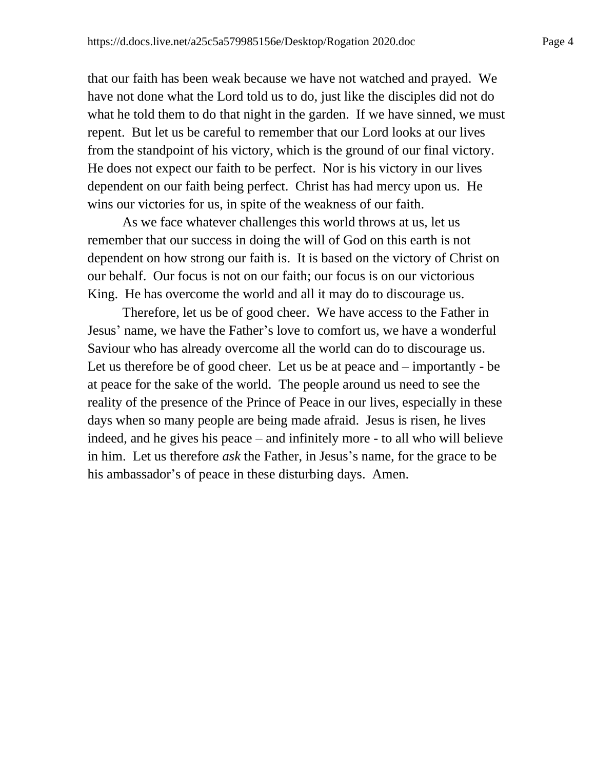that our faith has been weak because we have not watched and prayed. We have not done what the Lord told us to do, just like the disciples did not do what he told them to do that night in the garden. If we have sinned, we must repent. But let us be careful to remember that our Lord looks at our lives from the standpoint of his victory, which is the ground of our final victory. He does not expect our faith to be perfect. Nor is his victory in our lives dependent on our faith being perfect. Christ has had mercy upon us. He wins our victories for us, in spite of the weakness of our faith.

As we face whatever challenges this world throws at us, let us remember that our success in doing the will of God on this earth is not dependent on how strong our faith is. It is based on the victory of Christ on our behalf. Our focus is not on our faith; our focus is on our victorious King. He has overcome the world and all it may do to discourage us.

Therefore, let us be of good cheer. We have access to the Father in Jesus' name, we have the Father's love to comfort us, we have a wonderful Saviour who has already overcome all the world can do to discourage us. Let us therefore be of good cheer. Let us be at peace and – importantly - be at peace for the sake of the world. The people around us need to see the reality of the presence of the Prince of Peace in our lives, especially in these days when so many people are being made afraid. Jesus is risen, he lives indeed, and he gives his peace – and infinitely more - to all who will believe in him. Let us therefore *ask* the Father, in Jesus's name, for the grace to be his ambassador's of peace in these disturbing days. Amen.